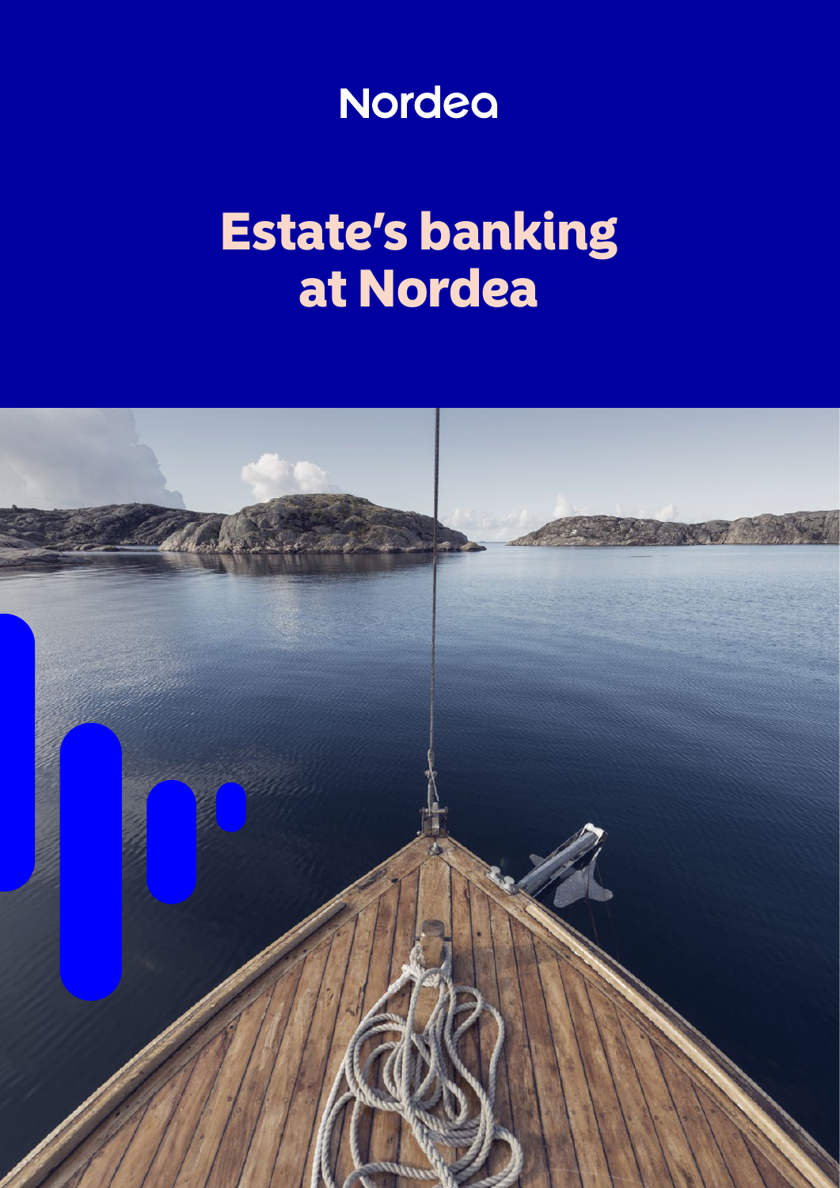Nordea

# Estate's banking at Nordea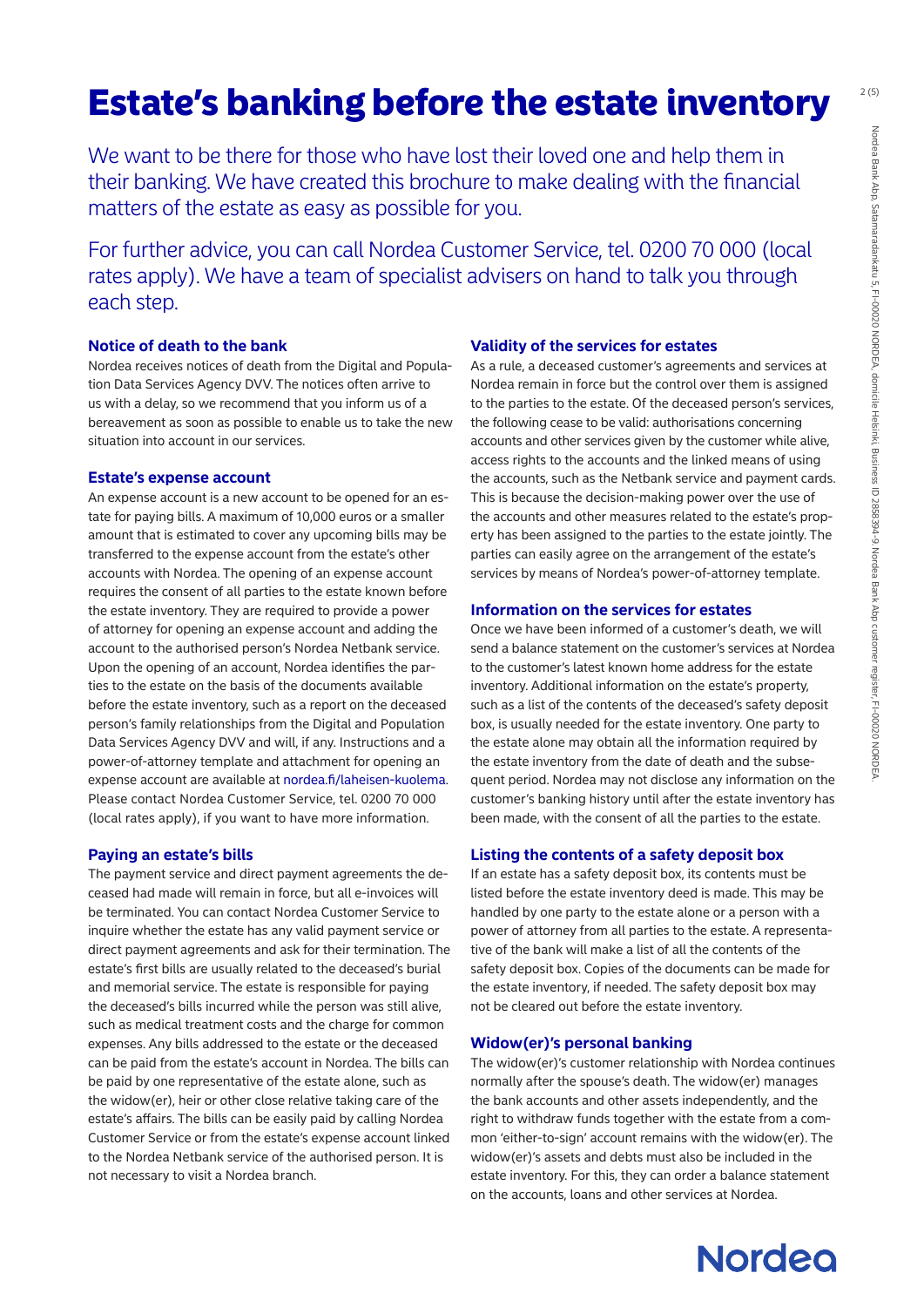# Estate's banking before the estate inventory

We want to be there for those who have lost their loved one and help them in their banking. We have created this brochure to make dealing with the financial matters of the estate as easy as possible for you.

For further advice, you can call Nordea Customer Service, tel. 0200 70 000 (local rates apply). We have a team of specialist advisers on hand to talk you through each step.

### Notice of death to the bank

Nordea receives notices of death from the Digital and Population Data Services Agency DVV. The notices often arrive to us with a delay, so we recommend that you inform us of a bereavement as soon as possible to enable us to take the new situation into account in our services.

### Estate's expense account

An expense account is a new account to be opened for an estate for paying bills. A maximum of 10,000 euros or a smaller amount that is estimated to cover any upcoming bills may be transferred to the expense account from the estate's other accounts with Nordea. The opening of an expense account requires the consent of all parties to the estate known before the estate inventory. They are required to provide a power of attorney for opening an expense account and adding the account to the authorised person's Nordea Netbank service. Upon the opening of an account, Nordea identifies the parties to the estate on the basis of the documents available before the estate inventory, such as a report on the deceased person's family relationships from the Digital and Population Data Services Agency DVV and will, if any. Instructions and a power-of-attorney template and attachment for opening an expense account are available at nordea.fi/laheisen-kuolema. Please contact Nordea Customer Service, tel. 0200 70 000 (local rates apply), if you want to have more information.

### Paying an estate's bills

The payment service and direct payment agreements the deceased had made will remain in force, but all e-invoices will be terminated. You can contact Nordea Customer Service to inquire whether the estate has any valid payment service or direct payment agreements and ask for their termination. The estate's first bills are usually related to the deceased's burial and memorial service. The estate is responsible for paying the deceased's bills incurred while the person was still alive, such as medical treatment costs and the charge for common expenses. Any bills addressed to the estate or the deceased can be paid from the estate's account in Nordea. The bills can be paid by one representative of the estate alone, such as the widow(er), heir or other close relative taking care of the estate's affairs. The bills can be easily paid by calling Nordea Customer Service or from the estate's expense account linked to the Nordea Netbank service of the authorised person. It is not necessary to visit a Nordea branch.

### Validity of the services for estates

As a rule, a deceased customer's agreements and services at Nordea remain in force but the control over them is assigned to the parties to the estate. Of the deceased person's services, the following cease to be valid: authorisations concerning accounts and other services given by the customer while alive, access rights to the accounts and the linked means of using the accounts, such as the Netbank service and payment cards. This is because the decision-making power over the use of the accounts and other measures related to the estate's property has been assigned to the parties to the estate jointly. The parties can easily agree on the arrangement of the estate's services by means of Nordea's power-of-attorney template.

### Information on the services for estates

Once we have been informed of a customer's death, we will send a balance statement on the customer's services at Nordea to the customer's latest known home address for the estate inventory. Additional information on the estate's property, such as a list of the contents of the deceased's safety deposit box, is usually needed for the estate inventory. One party to the estate alone may obtain all the information required by the estate inventory from the date of death and the subsequent period. Nordea may not disclose any information on the customer's banking history until after the estate inventory has been made, with the consent of all the parties to the estate.

### Listing the contents of a safety deposit box

If an estate has a safety deposit box, its contents must be listed before the estate inventory deed is made. This may be handled by one party to the estate alone or a person with a power of attorney from all parties to the estate. A representative of the bank will make a list of all the contents of the safety deposit box. Copies of the documents can be made for the estate inventory, if needed. The safety deposit box may not be cleared out before the estate inventory.

### Widow(er)'s personal banking

The widow(er)'s customer relationship with Nordea continues normally after the spouse's death. The widow(er) manages the bank accounts and other assets independently, and the right to withdraw funds together with the estate from a common 'either-to-sign' account remains with the widow(er). The widow(er)'s assets and debts must also be included in the estate inventory. For this, they can order a balance statement on the accounts, loans and other services at Nordea.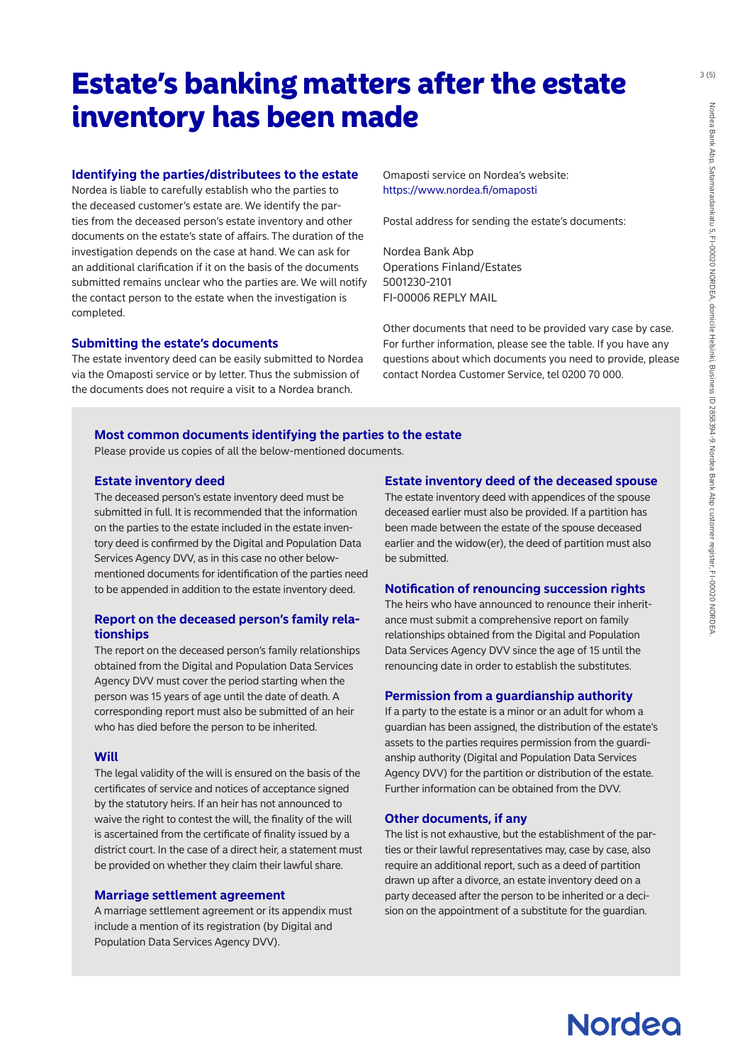# Estate's banking matters after the estate inventory has been made

## Identifying the parties/distributees to the estate

Nordea is liable to carefully establish who the parties to the deceased customer's estate are. We identify the parties from the deceased person's estate inventory and other documents on the estate's state of affairs. The duration of the investigation depends on the case at hand. We can ask for an additional clarification if it on the basis of the documents submitted remains unclear who the parties are. We will notify the contact person to the estate when the investigation is completed.

## Submitting the estate's documents

The estate inventory deed can be easily submitted to Nordea via the Omaposti service or by letter. Thus the submission of the documents does not require a visit to a Nordea branch.

Omaposti service on Nordea's website:
https://www.nordea.fi/omaposti

Postal address for sending the estate's documents:

Nordea Bank Abp
Operations Finland/Estates
5001230-2101
FI-00006 REPLY MAIL

Other documents that need to be provided vary case by case. For further information, please see the table. If you have any questions about which documents you need to provide, please contact Nordea Customer Service, tel 0200 70 000.

## Most common documents identifying the parties to the estate

Please provide us copies of all the below-mentioned documents.

### Estate inventory deed

The deceased person's estate inventory deed must be submitted in full. It is recommended that the information on the parties to the estate included in the estate inventory deed is confirmed by the Digital and Population Data Services Agency DVV, as in this case no other below-mentioned documents for identification of the parties need to be appended in addition to the estate inventory deed.

### Report on the deceased person's family relationships

The report on the deceased person's family relationships obtained from the Digital and Population Data Services Agency DVV must cover the period starting when the person was 15 years of age until the date of death. A corresponding report must also be submitted of an heir who has died before the person to be inherited.

### Will

The legal validity of the will is ensured on the basis of the certificates of service and notices of acceptance signed by the statutory heirs. If an heir has not announced to waive the right to contest the will, the finality of the will is ascertained from the certificate of finality issued by a district court. In the case of a direct heir, a statement must be provided on whether they claim their lawful share.

### Marriage settlement agreement

A marriage settlement agreement or its appendix must include a mention of its registration (by Digital and Population Data Services Agency DVV).

### Estate inventory deed of the deceased spouse

The estate inventory deed with appendices of the spouse deceased earlier must also be provided. If a partition has been made between the estate of the spouse deceased earlier and the widow(er), the deed of partition must also be submitted.

### Notification of renouncing succession rights

The heirs who have announced to renounce their inheritance must submit a comprehensive report on family relationships obtained from the Digital and Population Data Services Agency DVV since the age of 15 until the renouncing date in order to establish the substitutes.

### Permission from a guardianship authority

If a party to the estate is a minor or an adult for whom a guardian has been assigned, the distribution of the estate's assets to the parties requires permission from the guardianship authority (Digital and Population Data Services Agency DVV) for the partition or distribution of the estate. Further information can be obtained from the DVV.

### Other documents, if any

The list is not exhaustive, but the establishment of the parties or their lawful representatives may, case by case, also require an additional report, such as a deed of partition drawn up after a divorce, an estate inventory deed on a party deceased after the person to be inherited or a decision on the appointment of a substitute for the guardian.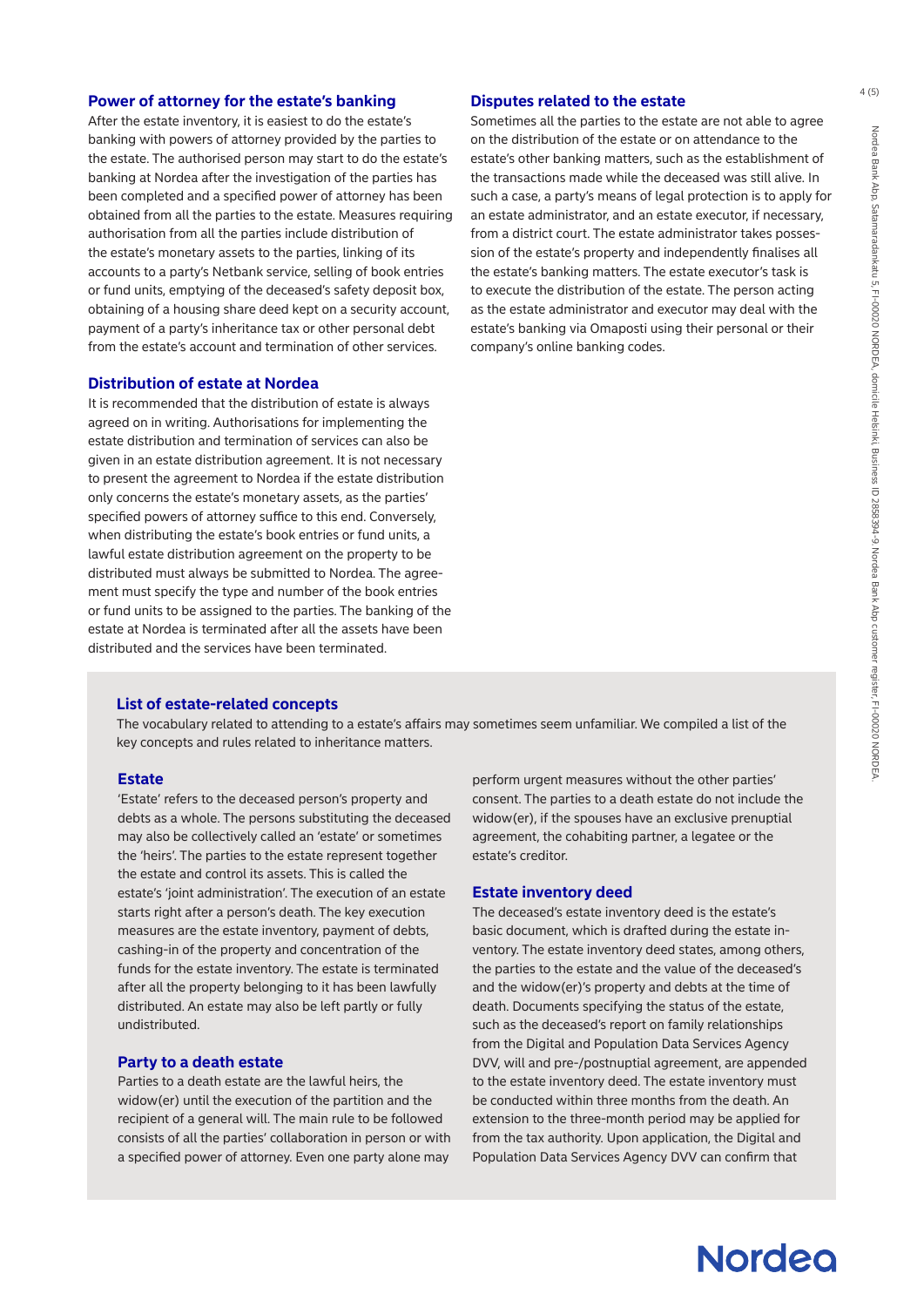## Power of attorney for the estate's banking

After the estate inventory, it is easiest to do the estate's banking with powers of attorney provided by the parties to the estate. The authorised person may start to do the estate's banking at Nordea after the investigation of the parties has been completed and a specified power of attorney has been obtained from all the parties to the estate. Measures requiring authorisation from all the parties include distribution of the estate's monetary assets to the parties, linking of its accounts to a party's Netbank service, selling of book entries or fund units, emptying of the deceased's safety deposit box, obtaining of a housing share deed kept on a security account, payment of a party's inheritance tax or other personal debt from the estate's account and termination of other services.

## Distribution of estate at Nordea

It is recommended that the distribution of estate is always agreed on in writing. Authorisations for implementing the estate distribution and termination of services can also be given in an estate distribution agreement. It is not necessary to present the agreement to Nordea if the estate distribution only concerns the estate's monetary assets, as the parties' specified powers of attorney suffice to this end. Conversely, when distributing the estate's book entries or fund units, a lawful estate distribution agreement on the property to be distributed must always be submitted to Nordea. The agreement must specify the type and number of the book entries or fund units to be assigned to the parties. The banking of the estate at Nordea is terminated after all the assets have been distributed and the services have been terminated.

## Disputes related to the estate

Sometimes all the parties to the estate are not able to agree on the distribution of the estate or on attendance to the estate's other banking matters, such as the establishment of the transactions made while the deceased was still alive. In such a case, a party's means of legal protection is to apply for an estate administrator, and an estate executor, if necessary, from a district court. The estate administrator takes possession of the estate's property and independently finalises all the estate's banking matters. The estate executor's task is to execute the distribution of the estate. The person acting as the estate administrator and executor may deal with the estate's banking via Omaposti using their personal or their company's online banking codes.

## List of estate-related concepts

The vocabulary related to attending to a estate's affairs may sometimes seem unfamiliar. We compiled a list of the key concepts and rules related to inheritance matters.

### Estate

'Estate' refers to the deceased person's property and debts as a whole. The persons substituting the deceased may also be collectively called an 'estate' or sometimes the 'heirs'. The parties to the estate represent together the estate and control its assets. This is called the estate's 'joint administration'. The execution of an estate starts right after a person's death. The key execution measures are the estate inventory, payment of debts, cashing-in of the property and concentration of the funds for the estate inventory. The estate is terminated after all the property belonging to it has been lawfully distributed. An estate may also be left partly or fully undistributed.

### Party to a death estate

Parties to a death estate are the lawful heirs, the widow(er) until the execution of the partition and the recipient of a general will. The main rule to be followed consists of all the parties' collaboration in person or with a specified power of attorney. Even one party alone may perform urgent measures without the other parties' consent. The parties to a death estate do not include the widow(er), if the spouses have an exclusive prenuptial agreement, the cohabiting partner, a legatee or the estate's creditor.

### Estate inventory deed

The deceased's estate inventory deed is the estate's basic document, which is drafted during the estate inventory. The estate inventory deed states, among others, the parties to the estate and the value of the deceased's and the widow(er)'s property and debts at the time of death. Documents specifying the status of the estate, such as the deceased's report on family relationships from the Digital and Population Data Services Agency DVV, will and pre-/postnuptial agreement, are appended to the estate inventory deed. The estate inventory must be conducted within three months from the death. An extension to the three-month period may be applied for from the tax authority. Upon application, the Digital and Population Data Services Agency DVV can confirm that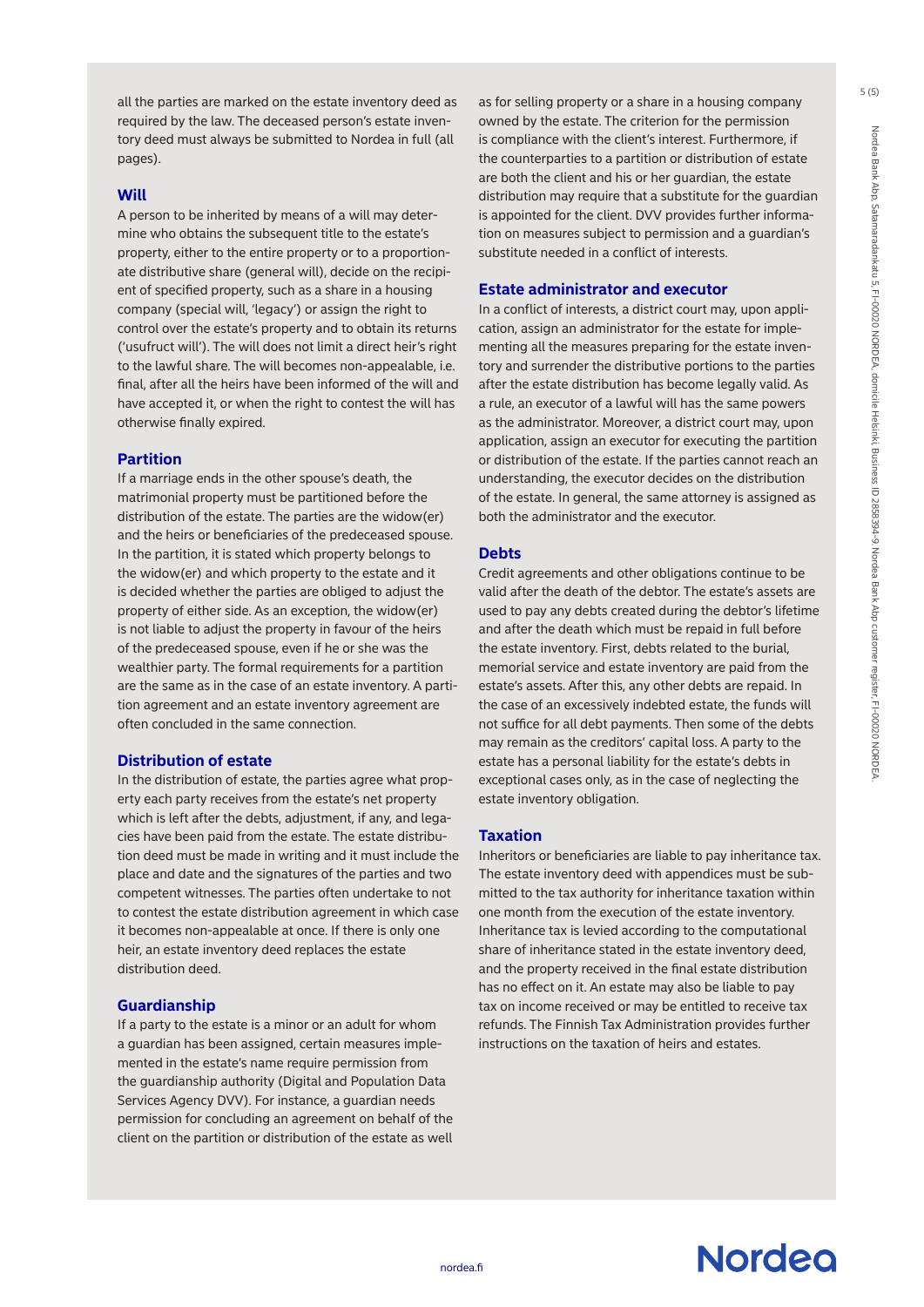all the parties are marked on the estate inventory deed as required by the law. The deceased person's estate inventory deed must always be submitted to Nordea in full (all pages).

## Will

A person to be inherited by means of a will may determine who obtains the subsequent title to the estate's property, either to the entire property or to a proportionate distributive share (general will), decide on the recipient of specified property, such as a share in a housing company (special will, 'legacy') or assign the right to control over the estate's property and to obtain its returns ('usufruct will'). The will does not limit a direct heir's right to the lawful share. The will becomes non-appealable, i.e. final, after all the heirs have been informed of the will and have accepted it, or when the right to contest the will has otherwise finally expired.

## Partition

If a marriage ends in the other spouse's death, the matrimonial property must be partitioned before the distribution of the estate. The parties are the widow(er) and the heirs or beneficiaries of the predeceased spouse. In the partition, it is stated which property belongs to the widow(er) and which property to the estate and it is decided whether the parties are obliged to adjust the property of either side. As an exception, the widow(er) is not liable to adjust the property in favour of the heirs of the predeceased spouse, even if he or she was the wealthier party. The formal requirements for a partition are the same as in the case of an estate inventory. A partition agreement and an estate inventory agreement are often concluded in the same connection.

## Distribution of estate

In the distribution of estate, the parties agree what property each party receives from the estate's net property which is left after the debts, adjustment, if any, and legacies have been paid from the estate. The estate distribution deed must be made in writing and it must include the place and date and the signatures of the parties and two competent witnesses. The parties often undertake to not contest the estate distribution agreement in which case it becomes non-appealable at once. If there is only one heir, an estate inventory deed replaces the estate distribution deed.

## Guardianship

If a party to the estate is a minor or an adult for whom a guardian has been assigned, certain measures implemented in the estate's name require permission from the guardianship authority (Digital and Population Data Services Agency DVV). For instance, a guardian needs permission for concluding an agreement on behalf of the client on the partition or distribution of the estate as well as for selling property or a share in a housing company owned by the estate. The criterion for the permission is compliance with the client's interest. Furthermore, if the counterparties to a partition or distribution of estate are both the client and his or her guardian, the estate distribution may require that a substitute for the guardian is appointed for the client. DVV provides further information on measures subject to permission and a guardian's substitute needed in a conflict of interests.

## Estate administrator and executor

In a conflict of interests, a district court may, upon application, assign an administrator for the estate for implementing all the measures preparing for the estate inventory and surrender the distributive portions to the parties after the estate distribution has become legally valid. As a rule, an executor of a lawful will has the same powers as the administrator. Moreover, a district court may, upon application, assign an executor for executing the partition or distribution of the estate. If the parties cannot reach an understanding, the executor decides on the distribution of the estate. In general, the same attorney is assigned as both the administrator and the executor.

## Debts

Credit agreements and other obligations continue to be valid after the death of the debtor. The estate's assets are used to pay any debts created during the debtor's lifetime and after the death which must be repaid in full before the estate inventory. First, debts related to the burial, memorial service and estate inventory are paid from the estate's assets. After this, any other debts are repaid. In the case of an excessively indebted estate, the funds will not suffice for all debt payments. Then some of the debts may remain as the creditors' capital loss. A party to the estate has a personal liability for the estate's debts in exceptional cases only, as in the case of neglecting the estate inventory obligation.

## Taxation

Inheritors or beneficiaries are liable to pay inheritance tax. The estate inventory deed with appendices must be submitted to the tax authority for inheritance taxation within one month from the execution of the estate inventory. Inheritance tax is levied according to the computational share of inheritance stated in the estate inventory deed, and the property received in the final estate distribution has no effect on it. An estate may also be liable to pay tax on income received or may be entitled to receive tax refunds. The Finnish Tax Administration provides further instructions on the taxation of heirs and estates.